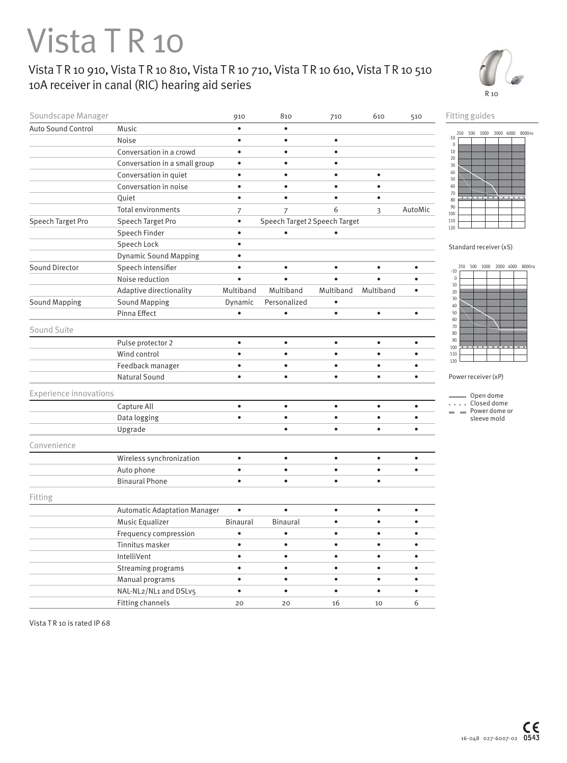# Vista T R 10

## Vista T R 10 910, Vista T R 10 810, Vista T R 10 710, Vista T R 10 610, Vista T R 10 510
## 10A receiver in canal (RIC) hearing aid series

R 10

| Soundscape Manager | | 910 | 810 | 710 | 610 | 510 |
|---|---|---|---|---|---|---|
| Auto Sound Control | Music | • | • | | | |
| | Noise | • | • | • | | |
| | Conversation in a crowd | • | • | • | | |
| | Conversation in a small group | • | • | • | | |
| | Conversation in quiet | • | • | • | • | |
| | Conversation in noise | • | • | • | • | |
| | Quiet | • | • | • | • | |
| | Total environments | 7 | 7 | 6 | 3 | AutoMic |
| Speech Target Pro | Speech Target Pro | • | Speech Target 2 | Speech Target | | |
| | Speech Finder | • | • | • | | |
| | Speech Lock | • | | | | |
| | Dynamic Sound Mapping | • | | | | |
| Sound Director | Speech intensifier | • | • | • | • | • |
| | Noise reduction | • | • | • | • | • |
| | Adaptive directionality | Multiband | Multiband | Multiband | Multiband | • |
| Sound Mapping | Sound Mapping | Dynamic | Personalized | • | | |
| | Pinna Effect | • | • | • | • | • |
| **Sound Suite** | | | | | | |
| | Pulse protector 2 | • | • | • | • | • |
| | Wind control | • | • | • | • | • |
| | Feedback manager | • | • | • | • | • |
| | Natural Sound | • | • | • | • | • |
| **Experience innovations** | | | | | | |
| | Capture All | • | • | • | • | • |
| | Data logging | • | • | • | • | • |
| | Upgrade | | • | • | • | • |
| **Convenience** | | | | | | |
| | Wireless synchronization | • | • | • | • | • |
| | Auto phone | • | • | • | • | • |
| | Binaural Phone | • | • | • | • | |
| **Fitting** | | | | | | |
| | Automatic Adaptation Manager | • | • | • | • | • |
| | Music Equalizer | Binaural | Binaural | • | • | • |
| | Frequency compression | • | • | • | • | • |
| | Tinnitus masker | • | • | • | • | • |
| | IntelliVent | • | • | • | • | • |
| | Streaming programs | • | • | • | • | • |
| | Manual programs | • | • | • | • | • |
| | NAL-NL2/NL1 and DSLv5 | • | • | • | • | • |
| | Fitting channels | 20 | 20 | 16 | 10 | 6 |

Vista T R 10 is rated IP 68

### Fitting guides

250 500 1000 2000 4000 8000 Hz
-10 0 10 20 30 40 50 60 70 80 90 100 110 120

Standard receiver (xS)

250 500 1000 2000 4000 8000 Hz
-10 0 10 20 30 40 50 60 70 80 90 100 110 120

Power receiver (xP)

Open dome
Closed dome
Power dome or sleeve mold

16-048 027-6007-02 CE 0543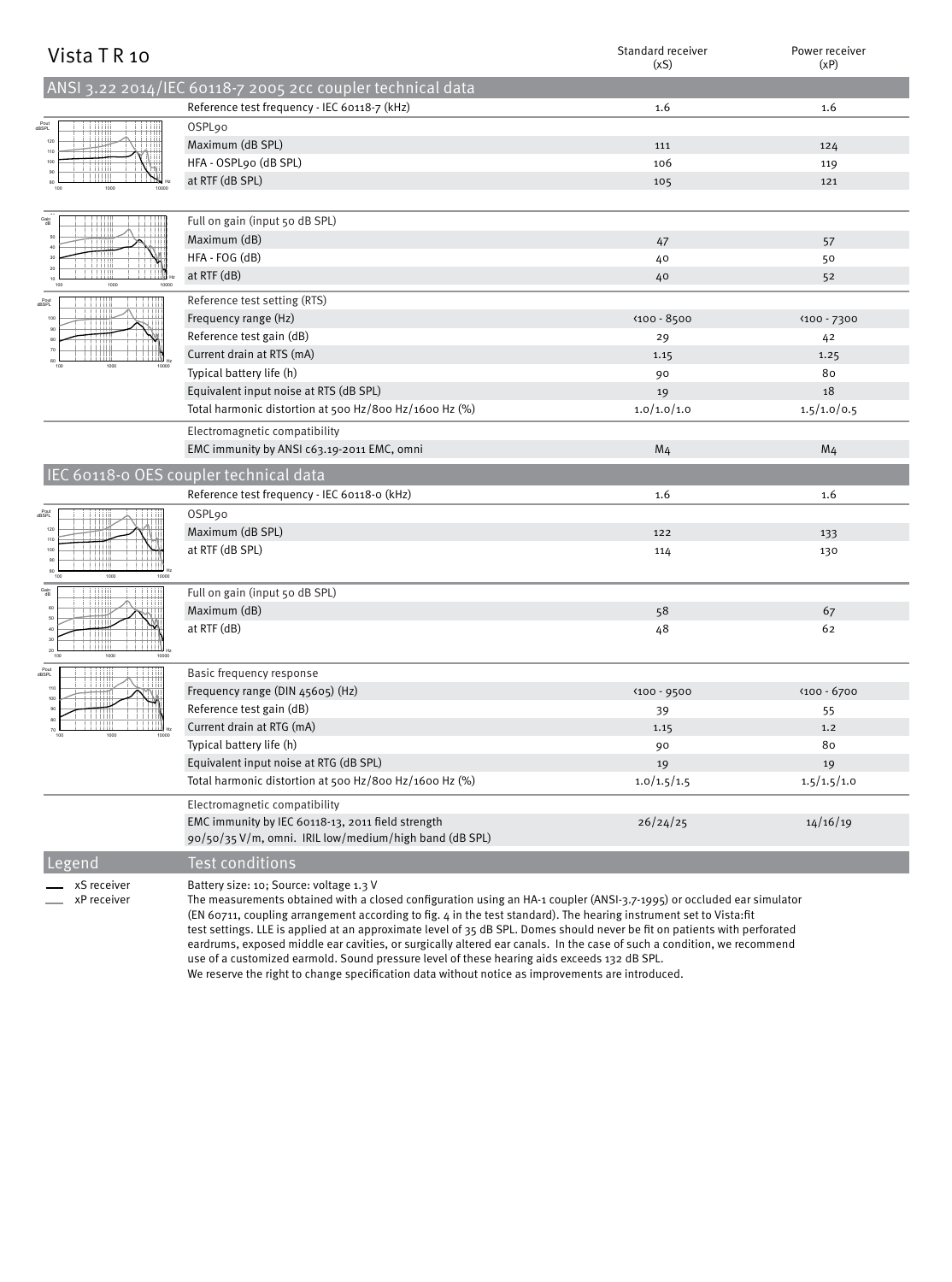# Vista T R 10

## ANSI 3.22 2014/IEC 60118-7 2005 2cc coupler technical data

| | Standard receiver (xS) | Power receiver (xP) |
|---|---|---|
| Reference test frequency - IEC 60118-7 (kHz) | 1.6 | 1.6 |
| **OSPL90** | | |
| Maximum (dB SPL) | 111 | 124 |
| HFA - OSPL90 (dB SPL) | 106 | 119 |
| at RTF (dB SPL) | 105 | 121 |
| **Full on gain (input 50 dB SPL)** | | |
| Maximum (dB) | 47 | 57 |
| HFA - FOG (dB) | 40 | 50 |
| at RTF (dB) | 40 | 52 |
| **Reference test setting (RTS)** | | |
| Frequency range (Hz) | <100 - 8500 | <100 - 7300 |
| Reference test gain (dB) | 29 | 42 |
| Current drain at RTS (mA) | 1.15 | 1.25 |
| Typical battery life (h) | 90 | 80 |
| Equivalent input noise at RTS (dB SPL) | 19 | 18 |
| Total harmonic distortion at 500 Hz/800 Hz/1600 Hz (%) | 1.0/1.0/1.0 | 1.5/1.0/0.5 |
| **Electromagnetic compatibility** | | |
| EMC immunity by ANSI c63.19-2011 EMC, omni | M4 | M4 |

## IEC 60118-0 OES coupler technical data

| | Standard receiver (xS) | Power receiver (xP) |
|---|---|---|
| Reference test frequency - IEC 60118-0 (kHz) | 1.6 | 1.6 |
| **OSPL90** | | |
| Maximum (dB SPL) | 122 | 133 |
| at RTF (dB SPL) | 114 | 130 |
| **Full on gain (input 50 dB SPL)** | | |
| Maximum (dB) | 58 | 67 |
| at RTF (dB) | 48 | 62 |
| **Basic frequency response** | | |
| Frequency range (DIN 45605) (Hz) | <100 - 9500 | <100 - 6700 |
| Reference test gain (dB) | 39 | 55 |
| Current drain at RTG (mA) | 1.15 | 1.2 |
| Typical battery life (h) | 90 | 80 |
| Equivalent input noise at RTG (dB SPL) | 19 | 19 |
| Total harmonic distortion at 500 Hz/800 Hz/1600 Hz (%) | 1.0/1.5/1.5 | 1.5/1.5/1.0 |
| **Electromagnetic compatibility** | | |
| EMC immunity by IEC 60118-13, 2011 field strength 90/50/35 V/m, omni. IRIL low/medium/high band (dB SPL) | 26/24/25 | 14/16/19 |

## Legend

- xS receiver
- xP receiver

## Test conditions

Battery size: 10; Source: voltage 1.3 V

The measurements obtained with a closed configuration using an HA-1 coupler (ANSI-3.7-1995) or occluded ear simulator (EN 60711, coupling arrangement according to fig. 4 in the test standard). The hearing instrument set to Vista:fit test settings. LLE is applied at an approximate level of 35 dB SPL. Domes should never be fit on patients with perforated eardrums, exposed middle ear cavities, or surgically altered ear canals. In the case of such a condition, we recommend use of a customized earmold. Sound pressure level of these hearing aids exceeds 132 dB SPL.

We reserve the right to change specification data without notice as improvements are introduced.